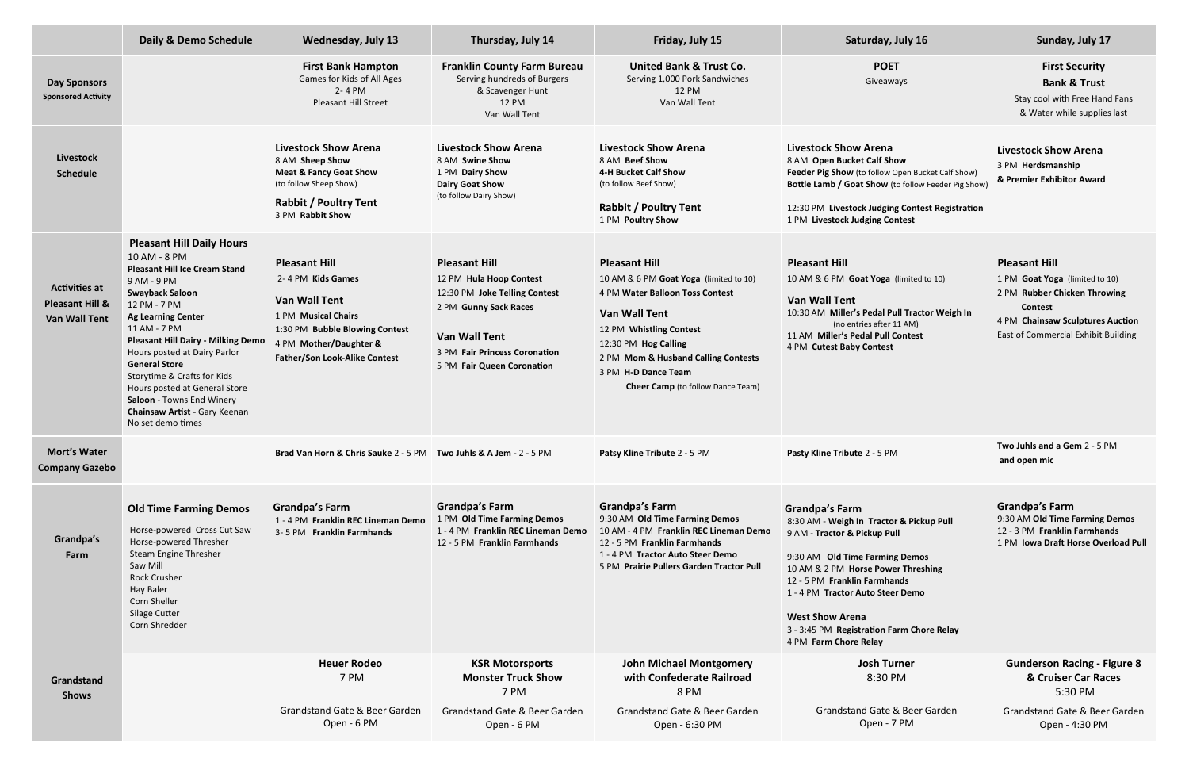| | Daily & Demo Schedule | Wednesday, July 13 | Thursday, July 14 | Friday, July 15 | Saturday, July 16 | Sunday, July 17 |
|---|---|---|---|---|---|---|
| **Day Sponsors** **Sponsored Activity** | | **First Bank Hampton** Games for Kids of All Ages 2- 4 PM Pleasant Hill Street | **Franklin County Farm Bureau** Serving hundreds of Burgers & Scavenger Hunt 12 PM Van Wall Tent | **United Bank & Trust Co.** Serving 1,000 Pork Sandwiches 12 PM Van Wall Tent | **POET** Giveaways | **First Security Bank & Trust** Stay cool with Free Hand Fans & Water while supplies last |
| **Livestock Schedule** | | **Livestock Show Arena** 8 AM **Sheep Show** **Meat & Fancy Goat Show** (to follow Sheep Show) **Rabbit / Poultry Tent** 3 PM **Rabbit Show** | **Livestock Show Arena** 8 AM **Swine Show** 1 PM **Dairy Show** **Dairy Goat Show** (to follow Dairy Show) | **Livestock Show Arena** 8 AM **Beef Show** **4-H Bucket Calf Show** (to follow Beef Show) **Rabbit / Poultry Tent** 1 PM **Poultry Show** | **Livestock Show Arena** 8 AM **Open Bucket Calf Show** **Feeder Pig Show** (to follow Open Bucket Calf Show) **Bottle Lamb / Goat Show** (to follow Feeder Pig Show) 12:30 PM **Livestock Judging Contest Registration** 1 PM **Livestock Judging Contest** | **Livestock Show Arena** 3 PM **Herdsmanship & Premier Exhibitor Award** |
| **Activities at Pleasant Hill & Van Wall Tent** | **Pleasant Hill Daily Hours** 10 AM - 8 PM **Pleasant Hill Ice Cream Stand** 9 AM - 9 PM **Swayback Saloon** 12 PM - 7 PM **Ag Learning Center** 11 AM - 7 PM **Pleasant Hill Dairy - Milking Demo** Hours posted at Dairy Parlor **General Store** Storytime & Crafts for Kids Hours posted at General Store **Saloon** - Towns End Winery **Chainsaw Artist -** Gary Keenan No set demo times | **Pleasant Hill** 2- 4 PM **Kids Games** **Van Wall Tent** 1 PM **Musical Chairs** 1:30 PM **Bubble Blowing Contest** 4 PM **Mother/Daughter & Father/Son Look-Alike Contest** | **Pleasant Hill** 12 PM **Hula Hoop Contest** 12:30 PM **Joke Telling Contest** 2 PM **Gunny Sack Races** **Van Wall Tent** 3 PM **Fair Princess Coronation** 5 PM **Fair Queen Coronation** | **Pleasant Hill** 10 AM & 6 PM **Goat Yoga** (limited to 10) 4 PM **Water Balloon Toss Contest** **Van Wall Tent** 12 PM **Whistling Contest** 12:30 PM **Hog Calling** 2 PM **Mom & Husband Calling Contests** 3 PM **H-D Dance Team** **Cheer Camp** (to follow Dance Team) | **Pleasant Hill** 10 AM & 6 PM **Goat Yoga** (limited to 10) **Van Wall Tent** 10:30 AM **Miller's Pedal Pull Tractor Weigh In** (no entries after 11 AM) 11 AM **Miller's Pedal Pull Contest** 4 PM **Cutest Baby Contest** | **Pleasant Hill** 1 PM **Goat Yoga** (limited to 10) 2 PM **Rubber Chicken Throwing Contest** 4 PM **Chainsaw Sculptures Auction** East of Commercial Exhibit Building |
| **Mort's Water Company Gazebo** | | **Brad Van Horn & Chris Sauke** 2 - 5 PM | **Two Juhls & A Jem** - 2 - 5 PM | **Patsy Kline Tribute** 2 - 5 PM | **Pasty Kline Tribute** 2 - 5 PM | **Two Juhls and a Gem** 2 - 5 PM **and open mic** |
| **Grandpa's Farm** | **Old Time Farming Demos** Horse-powered Cross Cut Saw Horse-powered Thresher Steam Engine Thresher Saw Mill Rock Crusher Hay Baler Corn Sheller Silage Cutter Corn Shredder | **Grandpa's Farm** 1 - 4 PM **Franklin REC Lineman Demo** 3- 5 PM **Franklin Farmhands** | **Grandpa's Farm** 1 PM **Old Time Farming Demos** 1 - 4 PM **Franklin REC Lineman Demo** 12 - 5 PM **Franklin Farmhands** | **Grandpa's Farm** 9:30 AM **Old Time Farming Demos** 10 AM - 4 PM **Franklin REC Lineman Demo** 12 - 5 PM **Franklin Farmhands** 1 - 4 PM **Tractor Auto Steer Demo** 5 PM **Prairie Pullers Garden Tractor Pull** | **Grandpa's Farm** 8:30 AM - **Weigh In Tractor & Pickup Pull** 9 AM - **Tractor & Pickup Pull** 9:30 AM **Old Time Farming Demos** 10 AM & 2 PM **Horse Power Threshing** 12 - 5 PM **Franklin Farmhands** 1 - 4 PM **Tractor Auto Steer Demo** **West Show Arena** 3 - 3:45 PM **Registration Farm Chore Relay** 4 PM **Farm Chore Relay** | **Grandpa's Farm** 9:30 AM **Old Time Farming Demos** 12 - 3 PM **Franklin Farmhands** 1 PM **Iowa Draft Horse Overload Pull** |
| **Grandstand Shows** | | **Heuer Rodeo** 7 PM Grandstand Gate & Beer Garden Open - 6 PM | **KSR Motorsports Monster Truck Show** 7 PM Grandstand Gate & Beer Garden Open - 6 PM | **John Michael Montgomery with Confederate Railroad** 8 PM Grandstand Gate & Beer Garden Open - 6:30 PM | **Josh Turner** 8:30 PM Grandstand Gate & Beer Garden Open - 7 PM | **Gunderson Racing - Figure 8 & Cruiser Car Races** 5:30 PM Grandstand Gate & Beer Garden Open - 4:30 PM |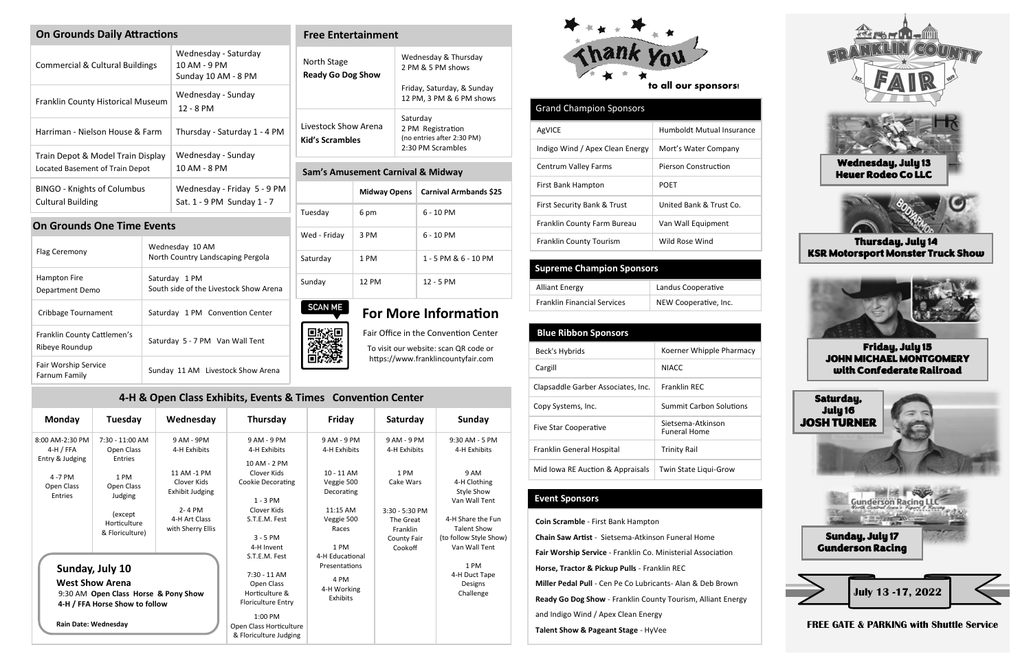## On Grounds Daily Attractions

| | |
|---|---|
| Commercial & Cultural Buildings | Wednesday - Saturday 10 AM - 9 PM Sunday 10 AM - 8 PM |
| Franklin County Historical Museum | Wednesday - Sunday 12 - 8 PM |
| Harriman - Nielson House & Farm | Thursday - Saturday 1 - 4 PM |
| Train Depot & Model Train Display Located Basement of Train Depot | Wednesday - Sunday 10 AM - 8 PM |
| BINGO - Knights of Columbus Cultural Building | Wednesday - Friday 5 - 9 PM Sat. 1 - 9 PM Sunday 1 - 7 |

## On Grounds One Time Events

| | |
|---|---|
| Flag Ceremony | Wednesday 10 AM North Country Landscaping Pergola |
| Hampton Fire Department Demo | Saturday 1 PM South side of the Livestock Show Arena |
| Cribbage Tournament | Saturday 1 PM Convention Center |
| Franklin County Cattlemen's Ribeye Roundup | Saturday 5 - 7 PM Van Wall Tent |
| Fair Worship Service Farnum Family | Sunday 11 AM Livestock Show Arena |

## Free Entertainment

| | |
|---|---|
| North Stage **Ready Go Dog Show** | Wednesday & Thursday 2 PM & 5 PM shows<br>Friday, Saturday, & Sunday 12 PM, 3 PM & 6 PM shows |
| Livestock Show Arena **Kid's Scrambles** | Saturday 2 PM Registration (no entries after 2:30 PM) 2:30 PM Scrambles |

## Sam's Amusement Carnival & Midway

| | Midway Opens | Carnival Armbands $25 |
|---|---|---|
| Tuesday | 6 pm | 6 - 10 PM |
| Wed - Friday | 3 PM | 6 - 10 PM |
| Saturday | 1 PM | 1 - 5 PM & 6 - 10 PM |
| Sunday | 12 PM | 12 - 5 PM |

SCAN ME

## For More Information

Fair Office in the Convention Center

To visit our website: scan QR code or https://www.franklincountyfair.com

## 4-H & Open Class Exhibits, Events & Times Convention Center

| Monday | Tuesday | Wednesday | Thursday | Friday | Saturday | Sunday |
|---|---|---|---|---|---|---|
| 8:00 AM-2:30 PM 4-H / FFA Entry & Judging<br><br>4 -7 PM Open Class Entries | 7:30 - 11:00 AM Open Class Entries<br><br>1 PM Open Class Judging<br><br>(except Horticulture & Floriculture) | 9 AM - 9PM 4-H Exhibits<br><br>11 AM -1 PM Clover Kids Exhibit Judging<br><br>2- 4 PM 4-H Art Class with Sherry Ellis | 9 AM - 9 PM 4-H Exhibits<br><br>10 AM - 2 PM Clover Kids Cookie Decorating<br><br>1 - 3 PM Clover Kids S.T.E.M. Fest<br><br>3 - 5 PM 4-H Invent S.T.E.M. Fest<br><br>7:30 - 11 AM Open Class Horticulture & Floriculture Entry<br><br>1:00 PM Open Class Horticulture & Floriculture Judging | 9 AM - 9 PM 4-H Exhibits<br><br>10 - 11 AM Veggie 500 Decorating<br><br>11:15 AM Veggie 500 Races<br><br>1 PM 4-H Educational Presentations<br><br>4 PM 4-H Working Exhibits | 9 AM - 9 PM 4-H Exhibits<br><br>1 PM Cake Wars<br><br>3:30 - 5:30 PM The Great Franklin County Fair Cookoff | 9:30 AM - 5 PM 4-H Exhibits<br><br>9 AM 4-H Clothing Style Show Van Wall Tent<br><br>4-H Share the Fun Talent Show (to follow Style Show) Van Wall Tent<br><br>1 PM 4-H Duct Tape Designs Challenge |

**Sunday, July 10**

**West Show Arena**

9:30 AM **Open Class Horse & Pony Show**

**4-H / FFA Horse Show to follow**

**Rain Date: Wednesday**

## Thank You to all our sponsors!

### Grand Champion Sponsors

| | |
|---|---|
| AgVICE | Humboldt Mutual Insurance |
| Indigo Wind / Apex Clean Energy | Mort's Water Company |
| Centrum Valley Farms | Pierson Construction |
| First Bank Hampton | POET |
| First Security Bank & Trust | United Bank & Trust Co. |
| Franklin County Farm Bureau | Van Wall Equipment |
| Franklin County Tourism | Wild Rose Wind |

### Supreme Champion Sponsors

| | |
|---|---|
| Alliant Energy | Landus Cooperative |
| Franklin Financial Services | NEW Cooperative, Inc. |

### Blue Ribbon Sponsors

| | |
|---|---|
| Beck's Hybrids | Koerner Whipple Pharmacy |
| Cargill | NIACC |
| Clapsaddle Garber Associates, Inc. | Franklin REC |
| Copy Systems, Inc. | Summit Carbon Solutions |
| Five Star Cooperative | Sietsema-Atkinson Funeral Home |
| Franklin General Hospital | Trinity Rail |
| Mid Iowa RE Auction & Appraisals | Twin State Liqui-Grow |

### Event Sponsors

**Coin Scramble** - First Bank Hampton

**Chain Saw Artist** - Sietsema-Atkinson Funeral Home

**Fair Worship Service** - Franklin Co. Ministerial Association

**Horse, Tractor & Pickup Pulls** - Franklin REC

**Miller Pedal Pull** - Cen Pe Co Lubricants- Alan & Deb Brown

**Ready Go Dog Show** - Franklin County Tourism, Alliant Energy and Indigo Wind / Apex Clean Energy

**Talent Show & Pageant Stage** - HyVee

# FRANKLIN COUNTY FAIR

EST. 1859

**Wednesday, July 13**
**Heuer Rodeo Co LLC**

**Thursday, July 14**
**KSR Motorsport Monster Truck Show**

**Friday, July 15**
**JOHN MICHAEL MONTGOMERY with Confederate Railroad**

**Saturday, July 16**
**JOSH TURNER**

**Sunday, July 17**
**Gunderson Racing**

**July 13 -17, 2022**

**FREE GATE & PARKING with Shuttle Service**